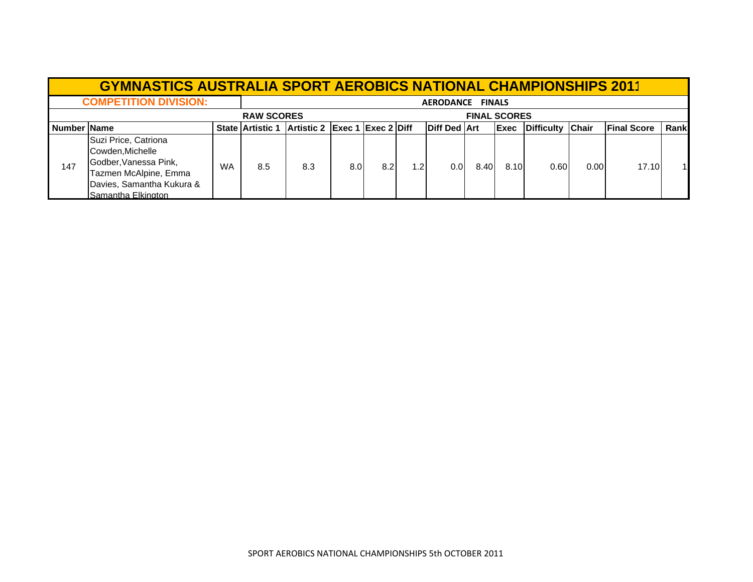# GYMNASTICS AUSTRALIA SPORT AEROBICS NATIONAL CHAMPIONSHIPS 2011

**COMPETITION DIVISION:** AERODANCE FINALS

| | | | RAW SCORES | | | | | | FINAL SCORES | | | | | |
|---|---|---|---|---|---|---|---|---|---|---|---|---|---|---|
| **Number** | **Name** | **State** | **Artistic 1** | **Artistic 2** | **Exec 1** | **Exec 2** | **Diff** | **Diff Ded** | **Art** | **Exec** | **Difficulty** | **Chair** | **Final Score** | **Rank** |
| 147 | Suzi Price, Catriona Cowden,Michelle Godber,Vanessa Pink, Tazmen McAlpine, Emma Davies, Samantha Kukura & Samantha Elkington | WA | 8.5 | 8.3 | 8.0 | 8.2 | 1.2 | 0.0 | 8.40 | 8.10 | 0.60 | 0.00 | 17.10 | 1 |

SPORT AEROBICS NATIONAL CHAMPIONSHIPS 5th OCTOBER 2011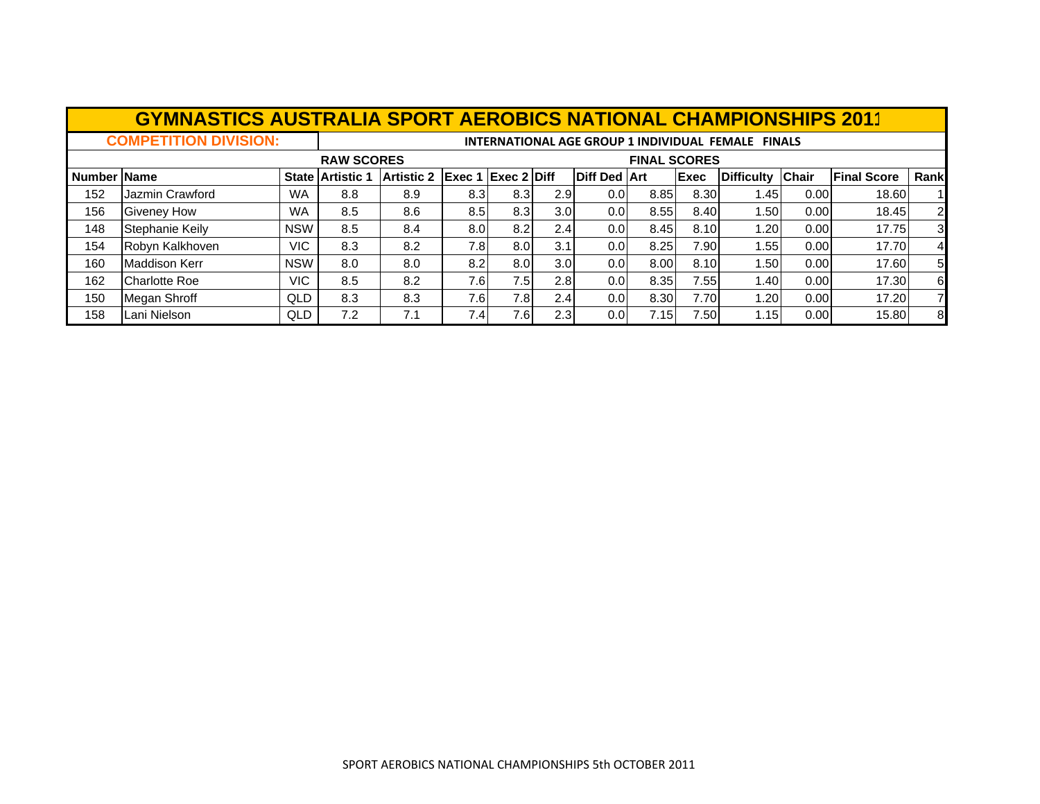# GYMNASTICS AUSTRALIA SPORT AEROBICS NATIONAL CHAMPIONSHIPS 2011

**COMPETITION DIVISION:** INTERNATIONAL AGE GROUP 1 INDIVIDUAL FEMALE FINALS

| | | | RAW SCORES | | | | | | FINAL SCORES | | | | | |
|---|---|---|---|---|---|---|---|---|---|---|---|---|---|---|
| Number | Name | State | Artistic 1 | Artistic 2 | Exec 1 | Exec 2 | Diff | Diff Ded | Art | Exec | Difficulty | Chair | Final Score | Rank |
| 152 | Jazmin Crawford | WA | 8.8 | 8.9 | 8.3 | 8.3 | 2.9 | 0.0 | 8.85 | 8.30 | 1.45 | 0.00 | 18.60 | 1 |
| 156 | Giveney How | WA | 8.5 | 8.6 | 8.5 | 8.3 | 3.0 | 0.0 | 8.55 | 8.40 | 1.50 | 0.00 | 18.45 | 2 |
| 148 | Stephanie Keily | NSW | 8.5 | 8.4 | 8.0 | 8.2 | 2.4 | 0.0 | 8.45 | 8.10 | 1.20 | 0.00 | 17.75 | 3 |
| 154 | Robyn Kalkhoven | VIC | 8.3 | 8.2 | 7.8 | 8.0 | 3.1 | 0.0 | 8.25 | 7.90 | 1.55 | 0.00 | 17.70 | 4 |
| 160 | Maddison Kerr | NSW | 8.0 | 8.0 | 8.2 | 8.0 | 3.0 | 0.0 | 8.00 | 8.10 | 1.50 | 0.00 | 17.60 | 5 |
| 162 | Charlotte Roe | VIC | 8.5 | 8.2 | 7.6 | 7.5 | 2.8 | 0.0 | 8.35 | 7.55 | 1.40 | 0.00 | 17.30 | 6 |
| 150 | Megan Shroff | QLD | 8.3 | 8.3 | 7.6 | 7.8 | 2.4 | 0.0 | 8.30 | 7.70 | 1.20 | 0.00 | 17.20 | 7 |
| 158 | Lani Nielson | QLD | 7.2 | 7.1 | 7.4 | 7.6 | 2.3 | 0.0 | 7.15 | 7.50 | 1.15 | 0.00 | 15.80 | 8 |

SPORT AEROBICS NATIONAL CHAMPIONSHIPS 5th OCTOBER 2011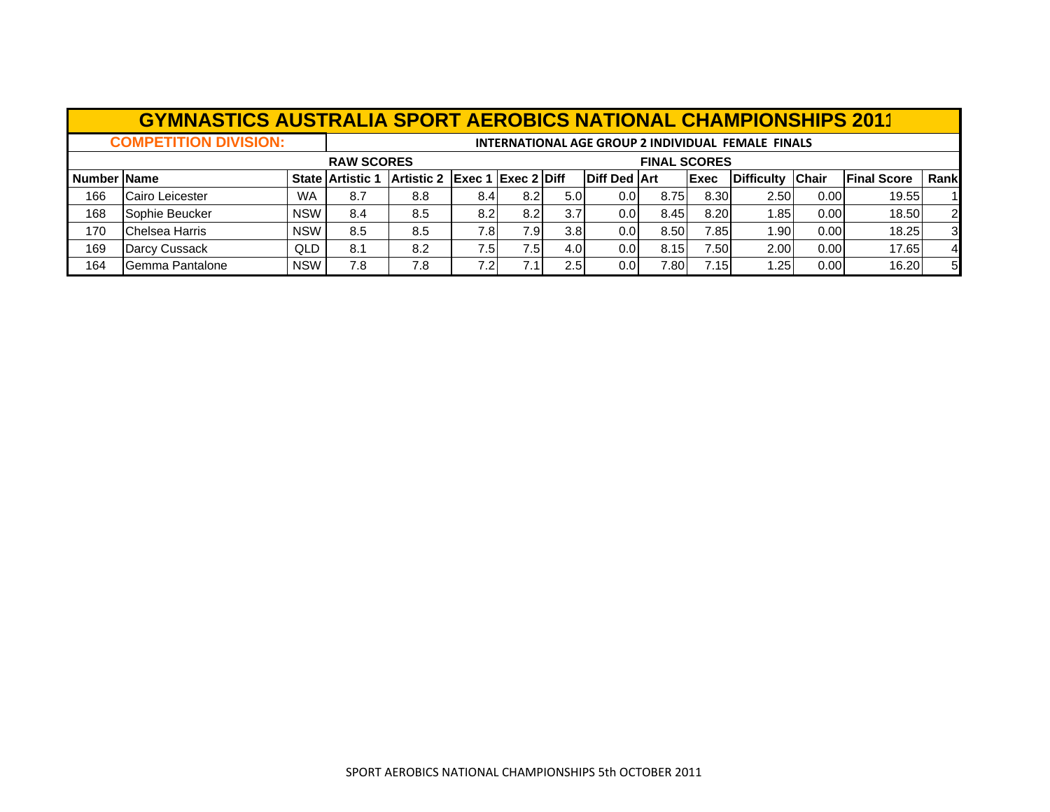# GYMNASTICS AUSTRALIA SPORT AEROBICS NATIONAL CHAMPIONSHIPS 2011

**COMPETITION DIVISION:** INTERNATIONAL AGE GROUP 2 INDIVIDUAL FEMALE FINALS

| | | | RAW SCORES | | | | | | FINAL SCORES | | | | | |
|---|---|---|---|---|---|---|---|---|---|---|---|---|---|---|
| **Number** | **Name** | **State** | **Artistic 1** | **Artistic 2** | **Exec 1** | **Exec 2** | **Diff** | **Diff Ded** | **Art** | **Exec** | **Difficulty** | **Chair** | **Final Score** | **Rank** |
| 166 | Cairo Leicester | WA | 8.7 | 8.8 | 8.4 | 8.2 | 5.0 | 0.0 | 8.75 | 8.30 | 2.50 | 0.00 | 19.55 | 1 |
| 168 | Sophie Beucker | NSW | 8.4 | 8.5 | 8.2 | 8.2 | 3.7 | 0.0 | 8.45 | 8.20 | 1.85 | 0.00 | 18.50 | 2 |
| 170 | Chelsea Harris | NSW | 8.5 | 8.5 | 7.8 | 7.9 | 3.8 | 0.0 | 8.50 | 7.85 | 1.90 | 0.00 | 18.25 | 3 |
| 169 | Darcy Cussack | QLD | 8.1 | 8.2 | 7.5 | 7.5 | 4.0 | 0.0 | 8.15 | 7.50 | 2.00 | 0.00 | 17.65 | 4 |
| 164 | Gemma Pantalone | NSW | 7.8 | 7.8 | 7.2 | 7.1 | 2.5 | 0.0 | 7.80 | 7.15 | 1.25 | 0.00 | 16.20 | 5 |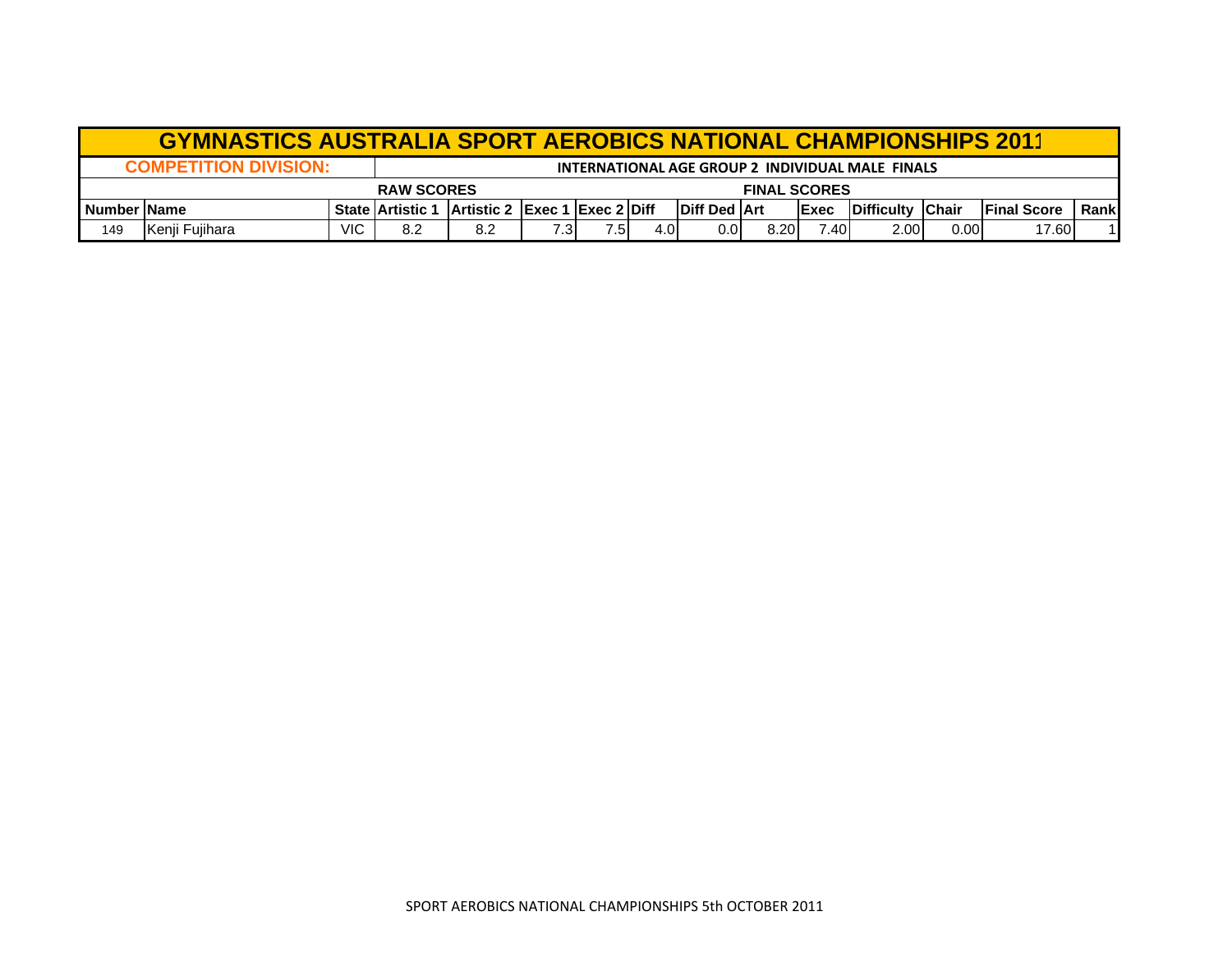# GYMNASTICS AUSTRALIA SPORT AEROBICS NATIONAL CHAMPIONSHIPS 2011

**COMPETITION DIVISION:** INTERNATIONAL AGE GROUP 2 INDIVIDUAL MALE FINALS

| | | | RAW SCORES | | | | | | FINAL SCORES | | | | | |
|---|---|---|---|---|---|---|---|---|---|---|---|---|---|---|
| Number | Name | State | Artistic 1 | Artistic 2 | Exec 1 | Exec 2 | Diff | Diff Ded | Art | Exec | Difficulty | Chair | Final Score | Rank |
| 149 | Kenji Fujihara | VIC | 8.2 | 8.2 | 7.3 | 7.5 | 4.0 | 0.0 | 8.20 | 7.40 | 2.00 | 0.00 | 17.60 | 1 |

SPORT AEROBICS NATIONAL CHAMPIONSHIPS 5th OCTOBER 2011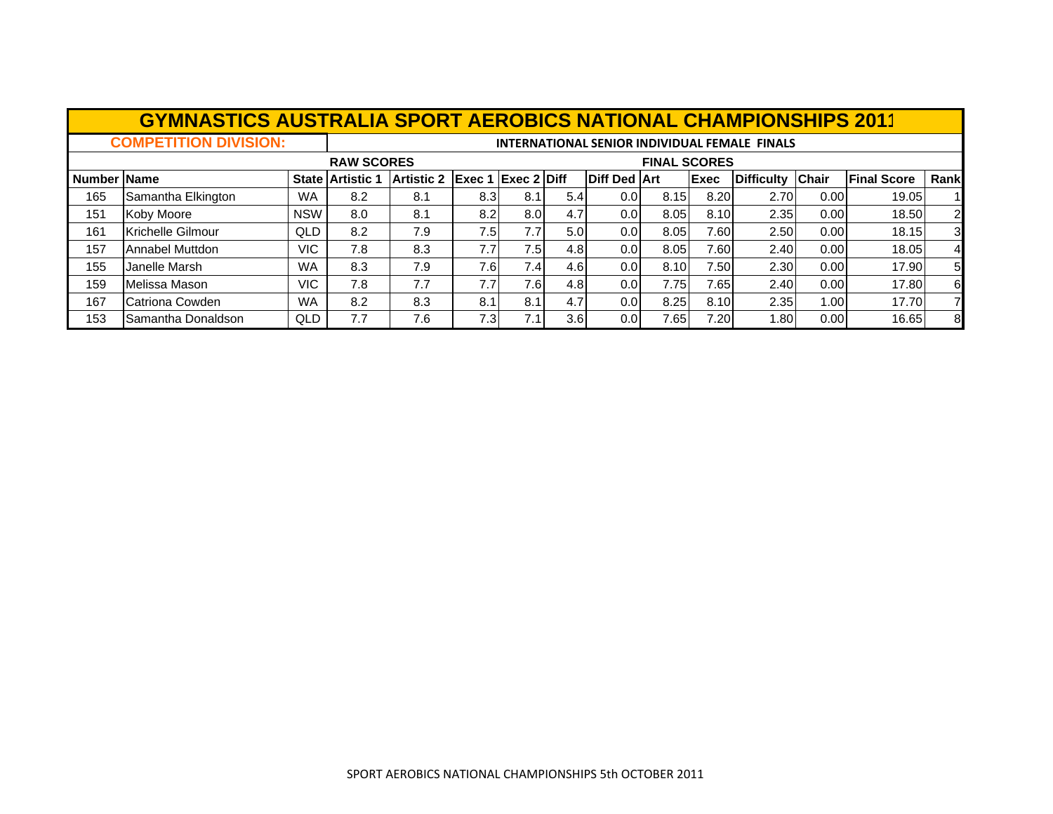# GYMNASTICS AUSTRALIA SPORT AEROBICS NATIONAL CHAMPIONSHIPS 2011

**COMPETITION DIVISION:** INTERNATIONAL SENIOR INDIVIDUAL FEMALE FINALS

| | | | RAW SCORES | | | | | | FINAL SCORES | | | | | |
|---|---|---|---|---|---|---|---|---|---|---|---|---|---|---|
| **Number** | **Name** | **State** | **Artistic 1** | **Artistic 2** | **Exec 1** | **Exec 2** | **Diff** | **Diff Ded** | **Art** | **Exec** | **Difficulty** | **Chair** | **Final Score** | **Rank** |
| 165 | Samantha Elkington | WA | 8.2 | 8.1 | 8.3 | 8.1 | 5.4 | 0.0 | 8.15 | 8.20 | 2.70 | 0.00 | 19.05 | 1 |
| 151 | Koby Moore | NSW | 8.0 | 8.1 | 8.2 | 8.0 | 4.7 | 0.0 | 8.05 | 8.10 | 2.35 | 0.00 | 18.50 | 2 |
| 161 | Krichelle Gilmour | QLD | 8.2 | 7.9 | 7.5 | 7.7 | 5.0 | 0.0 | 8.05 | 7.60 | 2.50 | 0.00 | 18.15 | 3 |
| 157 | Annabel Muttdon | VIC | 7.8 | 8.3 | 7.7 | 7.5 | 4.8 | 0.0 | 8.05 | 7.60 | 2.40 | 0.00 | 18.05 | 4 |
| 155 | Janelle Marsh | WA | 8.3 | 7.9 | 7.6 | 7.4 | 4.6 | 0.0 | 8.10 | 7.50 | 2.30 | 0.00 | 17.90 | 5 |
| 159 | Melissa Mason | VIC | 7.8 | 7.7 | 7.7 | 7.6 | 4.8 | 0.0 | 7.75 | 7.65 | 2.40 | 0.00 | 17.80 | 6 |
| 167 | Catriona Cowden | WA | 8.2 | 8.3 | 8.1 | 8.1 | 4.7 | 0.0 | 8.25 | 8.10 | 2.35 | 1.00 | 17.70 | 7 |
| 153 | Samantha Donaldson | QLD | 7.7 | 7.6 | 7.3 | 7.1 | 3.6 | 0.0 | 7.65 | 7.20 | 1.80 | 0.00 | 16.65 | 8 |